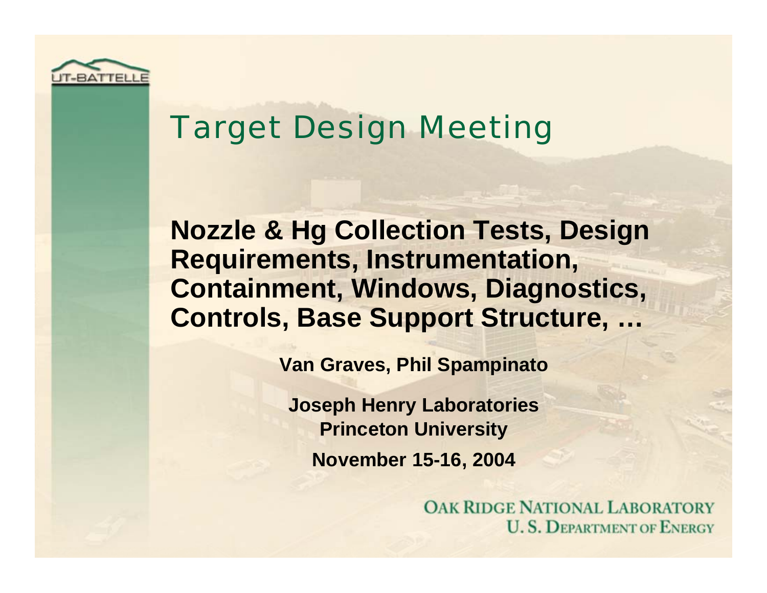# Target Design Meeting

**Nozzle & Hg Collection Tests, Design Requirements, Instrumentation, Containment, Windows, Diagnostics, Controls, Base Support Structure, …**

**Van Graves, Phil Spampinato**

**Joseph Henry Laboratories**
**Princeton University**

**November 15-16, 2004**

OAK RIDGE NATIONAL LABORATORY
U. S. DEPARTMENT OF ENERGY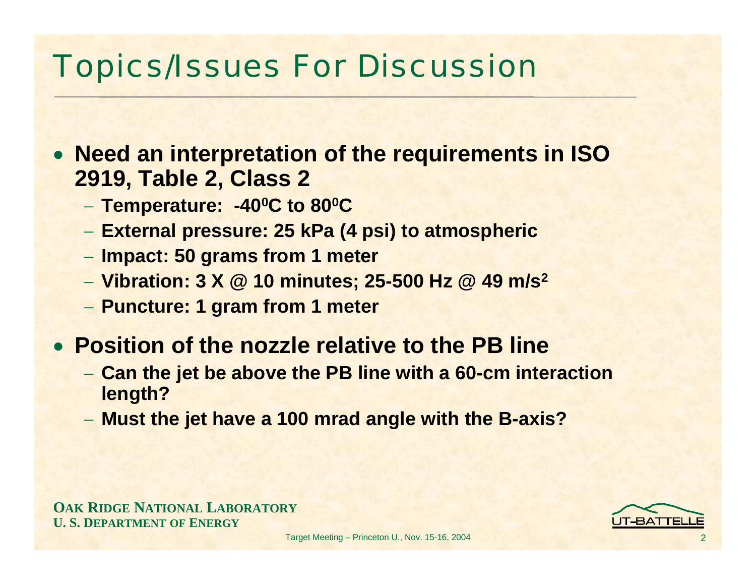# Topics/Issues For Discussion

- **Need an interpretation of the requirements in ISO 2919, Table 2, Class 2**
  - **Temperature: -40$^0$C to 80$^0$C**
  - **External pressure: 25 kPa (4 psi) to atmospheric**
  - **Impact: 50 grams from 1 meter**
  - **Vibration: 3 X @ 10 minutes; 25-500 Hz @ 49 m/s$^2$**
  - **Puncture: 1 gram from 1 meter**
- **Position of the nozzle relative to the PB line**
  - **Can the jet be above the PB line with a 60-cm interaction length?**
  - **Must the jet have a 100 mrad angle with the B-axis?**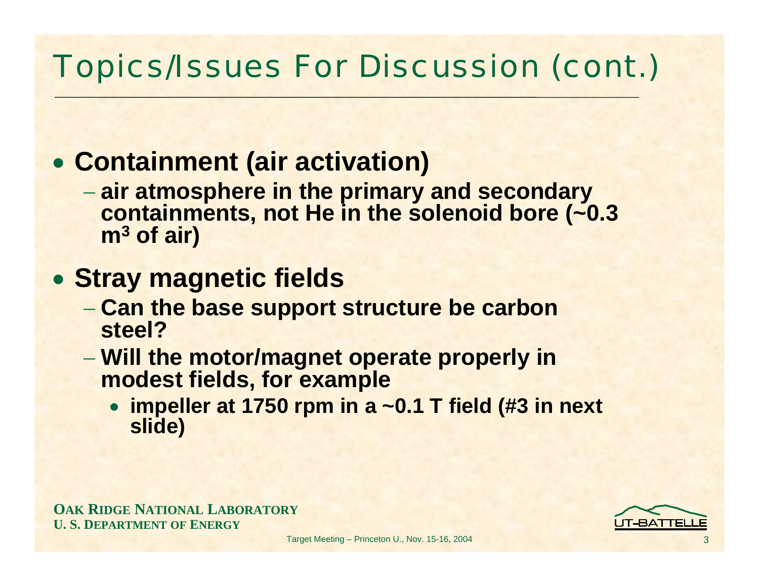# Topics/Issues For Discussion (cont.)

- **Containment (air activation)**
  - **air atmosphere in the primary and secondary containments, not He in the solenoid bore (~0.3 $m^3$ of air)**
- **Stray magnetic fields**
  - **Can the base support structure be carbon steel?**
  - **Will the motor/magnet operate properly in modest fields, for example**
    - **impeller at 1750 rpm in a ~0.1 T field (#3 in next slide)**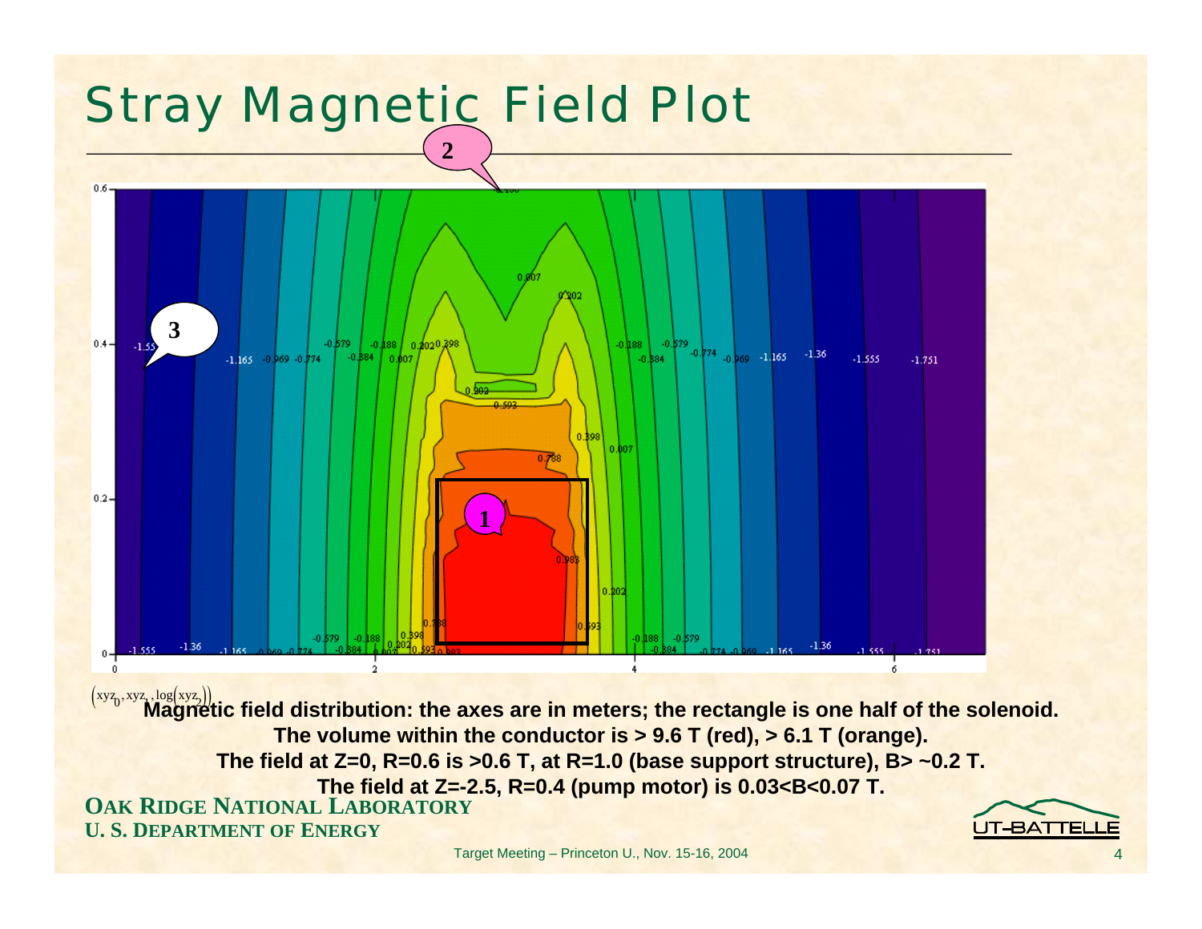# Stray Magnetic Field Plot

$\left(xyz_0, xyz_1, \log\left(xyz_2\right)\right)$

**Magnetic field distribution: the axes are in meters; the rectangle is one half of the solenoid.**
**The volume within the conductor is > 9.6 T (red), > 6.1 T (orange).**
**The field at Z=0, R=0.6 is >0.6 T, at R=1.0 (base support structure), B> ~0.2 T.**
**The field at Z=-2.5, R=0.4 (pump motor) is 0.03<B<0.07 T.**

**OAK RIDGE NATIONAL LABORATORY**
**U. S. DEPARTMENT OF ENERGY**

Target Meeting – Princeton U., Nov. 15-16, 2004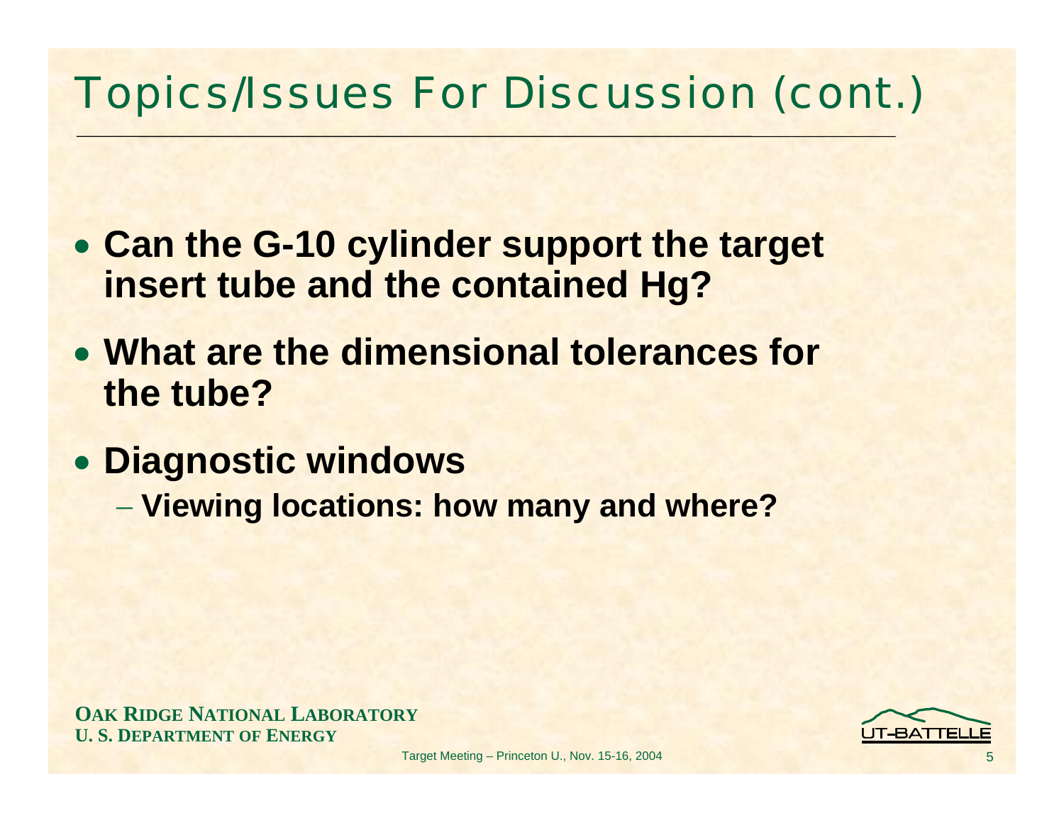# Topics/Issues For Discussion (cont.)

- **Can the G-10 cylinder support the target insert tube and the contained Hg?**
- **What are the dimensional tolerances for the tube?**
- **Diagnostic windows**
  - **Viewing locations: how many and where?**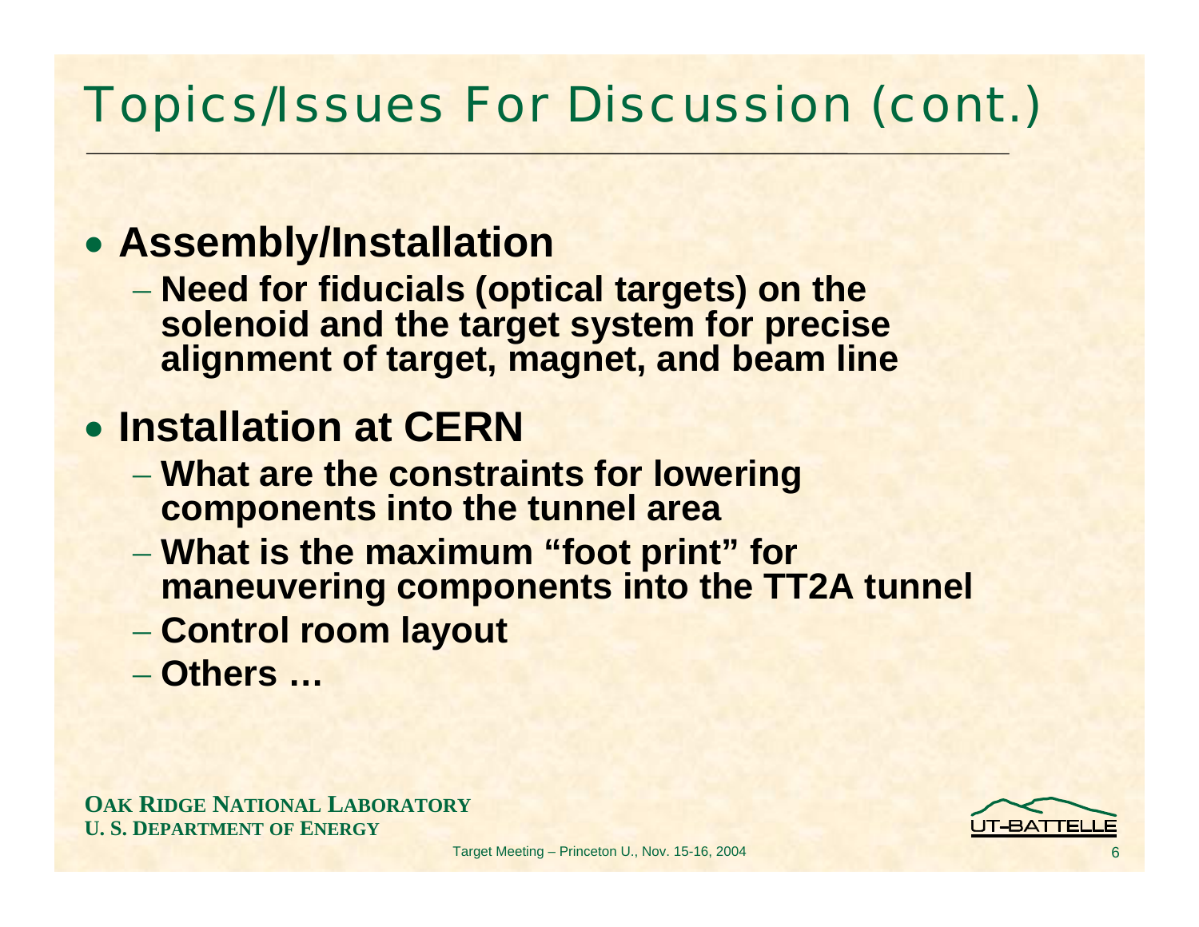# Topics/Issues For Discussion (cont.)

- **Assembly/Installation**
  - **Need for fiducials (optical targets) on the solenoid and the target system for precise alignment of target, magnet, and beam line**
- **Installation at CERN**
  - **What are the constraints for lowering components into the tunnel area**
  - **What is the maximum "foot print" for maneuvering components into the TT2A tunnel**
  - **Control room layout**
  - **Others …**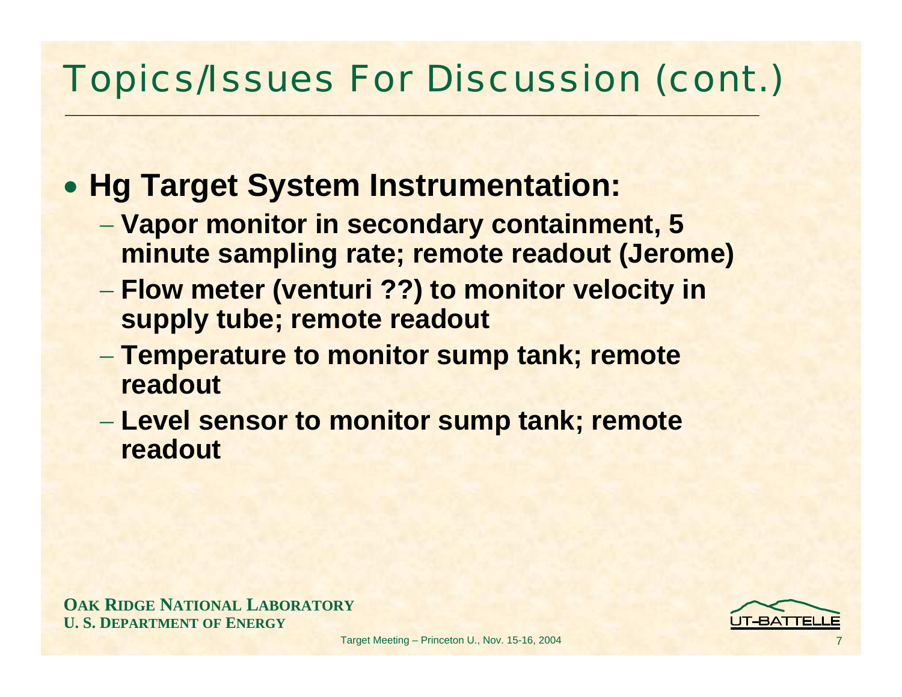# Topics/Issues For Discussion (cont.)

- **Hg Target System Instrumentation:**
  - **Vapor monitor in secondary containment, 5 minute sampling rate; remote readout (Jerome)**
  - **Flow meter (venturi ??) to monitor velocity in supply tube; remote readout**
  - **Temperature to monitor sump tank; remote readout**
  - **Level sensor to monitor sump tank; remote readout**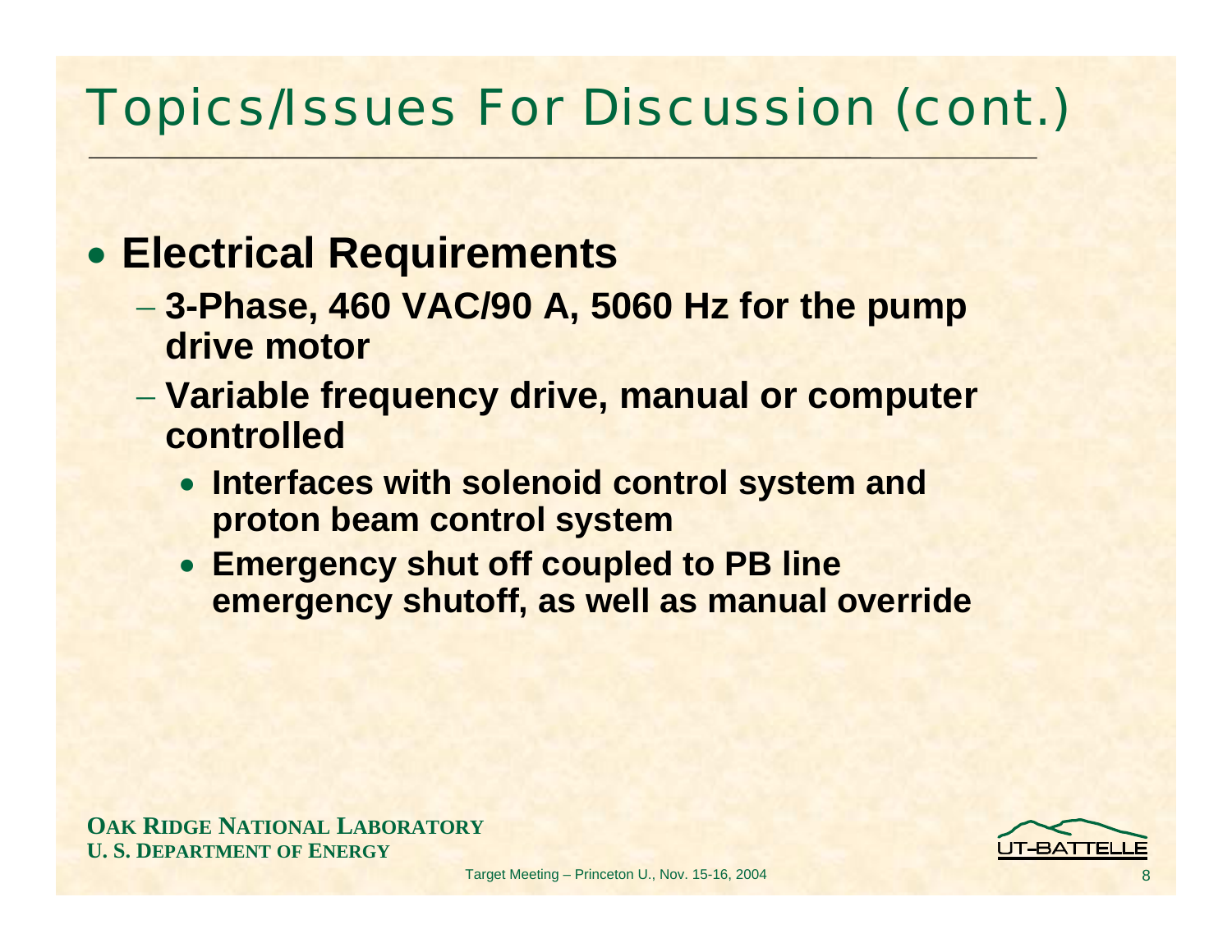# Topics/Issues For Discussion (cont.)

- **Electrical Requirements**
  - **3-Phase, 460 VAC/90 A, 5060 Hz for the pump drive motor**
  - **Variable frequency drive, manual or computer controlled**
    - **Interfaces with solenoid control system and proton beam control system**
    - **Emergency shut off coupled to PB line emergency shutoff, as well as manual override**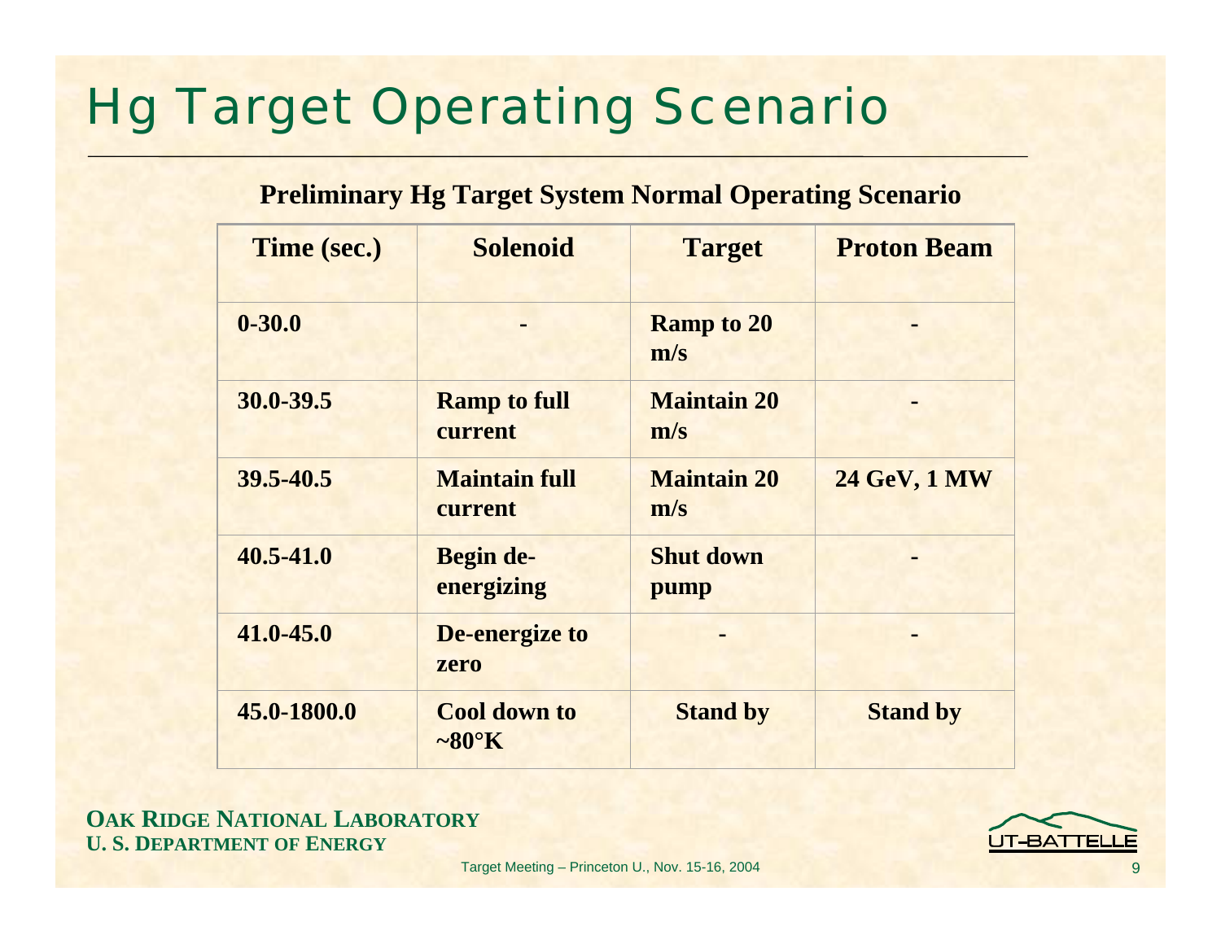# Hg Target Operating Scenario

**Preliminary Hg Target System Normal Operating Scenario**

| Time (sec.) | Solenoid | Target | Proton Beam |
|---|---|---|---|
| 0-30.0 | - | Ramp to 20 m/s | - |
| 30.0-39.5 | Ramp to full current | Maintain 20 m/s | - |
| 39.5-40.5 | Maintain full current | Maintain 20 m/s | 24 GeV, 1 MW |
| 40.5-41.0 | Begin de-energizing | Shut down pump | - |
| 41.0-45.0 | De-energize to zero | - | - |
| 45.0-1800.0 | Cool down to ~80°K | Stand by | Stand by |

**OAK RIDGE NATIONAL LABORATORY**
**U. S. DEPARTMENT OF ENERGY**

UT-BATTELLE

Target Meeting – Princeton U., Nov. 15-16, 2004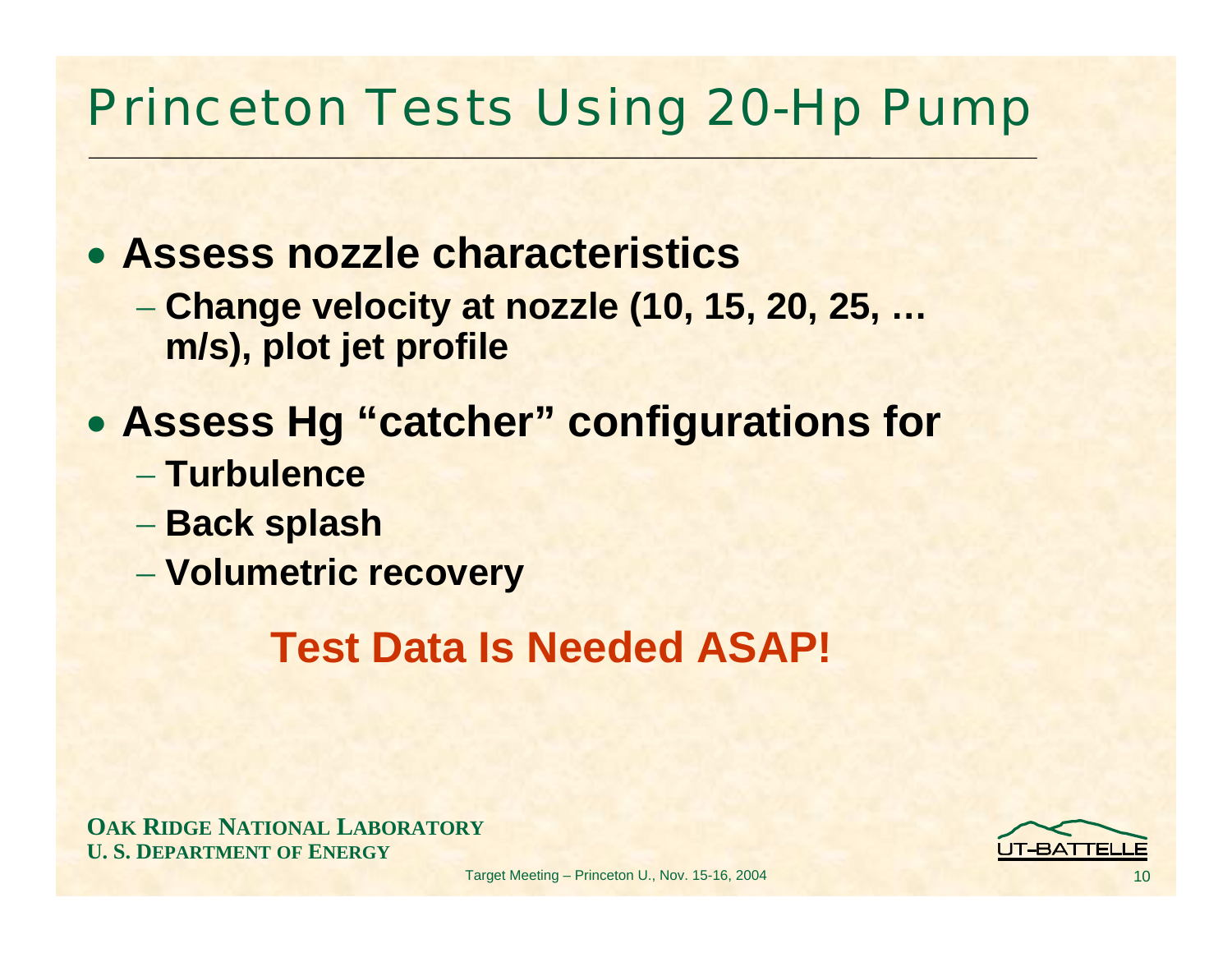# Princeton Tests Using 20-Hp Pump

- **Assess nozzle characteristics**
  - **Change velocity at nozzle (10, 15, 20, 25, … m/s), plot jet profile**

- **Assess Hg “catcher” configurations for**
  - **Turbulence**
  - **Back splash**
  - **Volumetric recovery**

**Test Data Is Needed ASAP!**